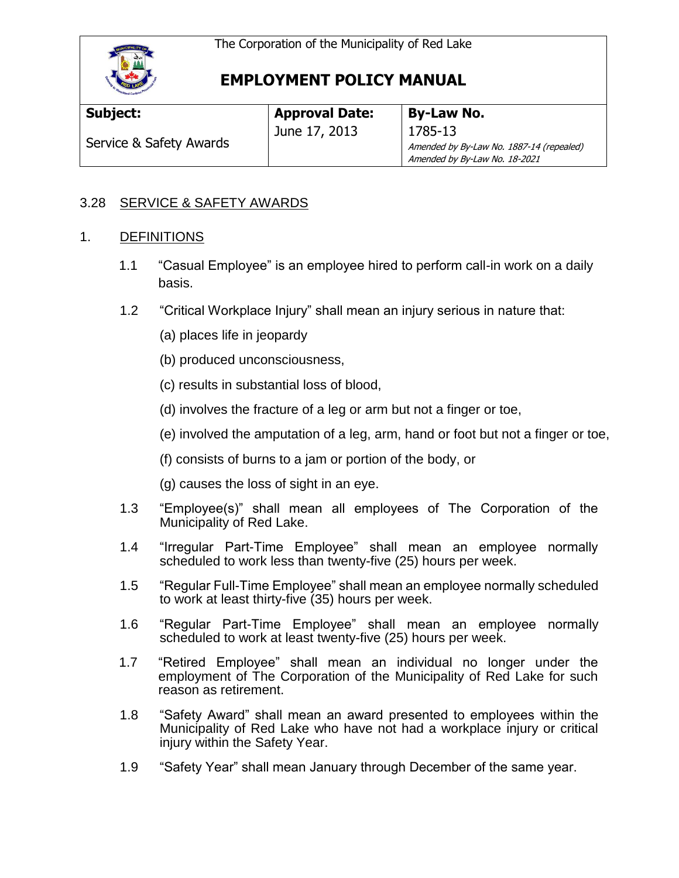The Corporation of the Municipality of Red Lake

# EMPLOYMENT POLICY MANUAL

| **Subject:** | **Approval Date:** | **By-Law No.** |
|---|---|---|
| Service & Safety Awards | June 17, 2013 | 1785-13<br>*Amended by By-Law No. 1887-14 (repealed)*<br>*Amended by By-Law No. 18-2021* |

## 3.28 SERVICE & SAFETY AWARDS

### 1. DEFINITIONS

1.1 "Casual Employee" is an employee hired to perform call-in work on a daily basis.

1.2 "Critical Workplace Injury" shall mean an injury serious in nature that:

(a) places life in jeopardy

(b) produced unconsciousness,

(c) results in substantial loss of blood,

(d) involves the fracture of a leg or arm but not a finger or toe,

(e) involved the amputation of a leg, arm, hand or foot but not a finger or toe,

(f) consists of burns to a jam or portion of the body, or

(g) causes the loss of sight in an eye.

1.3 "Employee(s)" shall mean all employees of The Corporation of the Municipality of Red Lake.

1.4 "Irregular Part-Time Employee" shall mean an employee normally scheduled to work less than twenty-five (25) hours per week.

1.5 "Regular Full-Time Employee" shall mean an employee normally scheduled to work at least thirty-five (35) hours per week.

1.6 "Regular Part-Time Employee" shall mean an employee normally scheduled to work at least twenty-five (25) hours per week.

1.7 "Retired Employee" shall mean an individual no longer under the employment of The Corporation of the Municipality of Red Lake for such reason as retirement.

1.8 "Safety Award" shall mean an award presented to employees within the Municipality of Red Lake who have not had a workplace injury or critical injury within the Safety Year.

1.9 "Safety Year" shall mean January through December of the same year.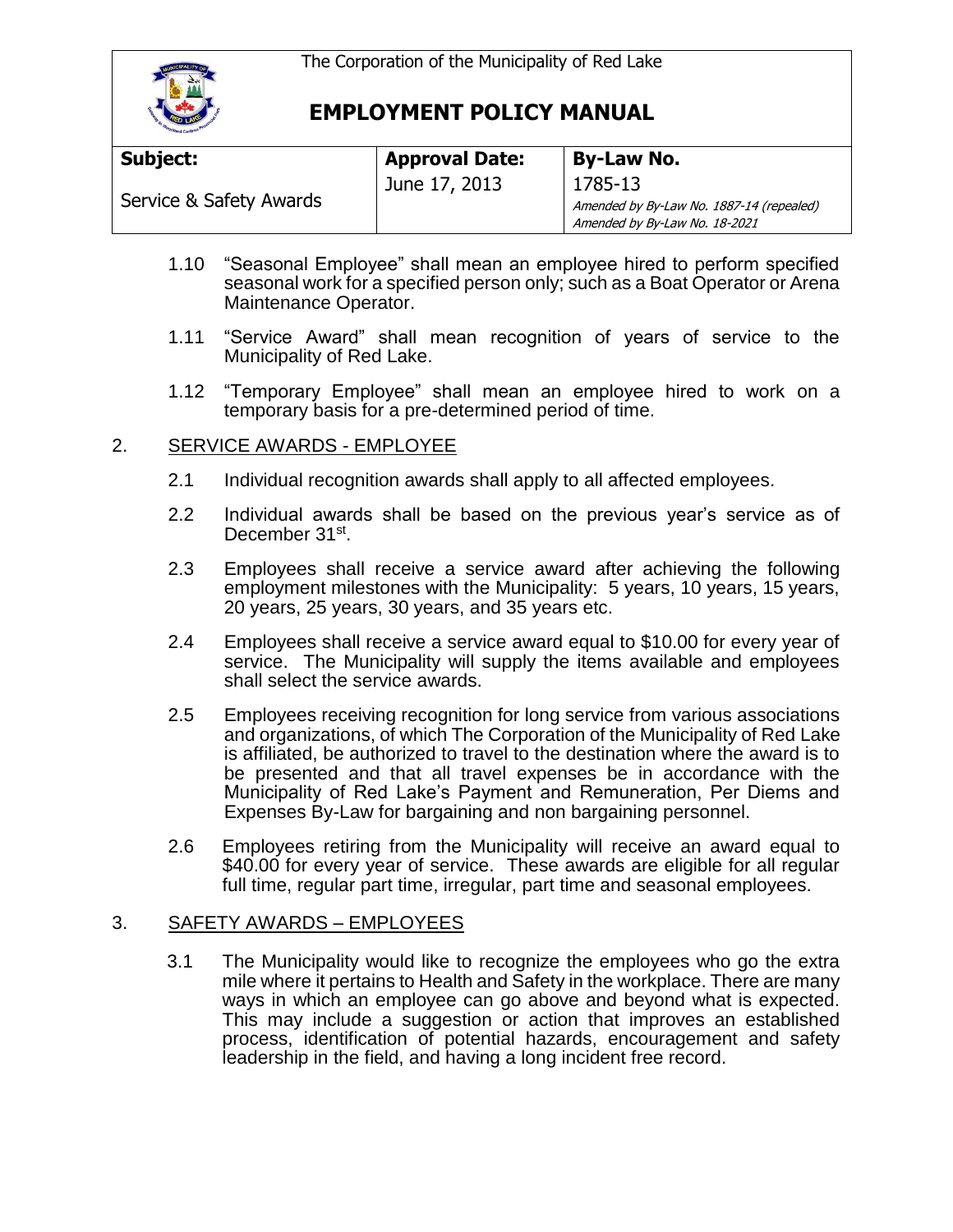| Subject: | Approval Date: | By-Law No. |
| --- | --- | --- |
| Service & Safety Awards | June 17, 2013 | 1785-13<br>*Amended by By-Law No. 1887-14 (repealed)*<br>*Amended by By-Law No. 18-2021* |

1.10 "Seasonal Employee" shall mean an employee hired to perform specified seasonal work for a specified person only; such as a Boat Operator or Arena Maintenance Operator.

1.11 "Service Award" shall mean recognition of years of service to the Municipality of Red Lake.

1.12 "Temporary Employee" shall mean an employee hired to work on a temporary basis for a pre-determined period of time.

## 2. SERVICE AWARDS - EMPLOYEE

2.1 Individual recognition awards shall apply to all affected employees.

2.2 Individual awards shall be based on the previous year's service as of December 31st.

2.3 Employees shall receive a service award after achieving the following employment milestones with the Municipality: 5 years, 10 years, 15 years, 20 years, 25 years, 30 years, and 35 years etc.

2.4 Employees shall receive a service award equal to $10.00 for every year of service. The Municipality will supply the items available and employees shall select the service awards.

2.5 Employees receiving recognition for long service from various associations and organizations, of which The Corporation of the Municipality of Red Lake is affiliated, be authorized to travel to the destination where the award is to be presented and that all travel expenses be in accordance with the Municipality of Red Lake's Payment and Remuneration, Per Diems and Expenses By-Law for bargaining and non bargaining personnel.

2.6 Employees retiring from the Municipality will receive an award equal to $40.00 for every year of service. These awards are eligible for all regular full time, regular part time, irregular, part time and seasonal employees.

## 3. SAFETY AWARDS – EMPLOYEES

3.1 The Municipality would like to recognize the employees who go the extra mile where it pertains to Health and Safety in the workplace. There are many ways in which an employee can go above and beyond what is expected. This may include a suggestion or action that improves an established process, identification of potential hazards, encouragement and safety leadership in the field, and having a long incident free record.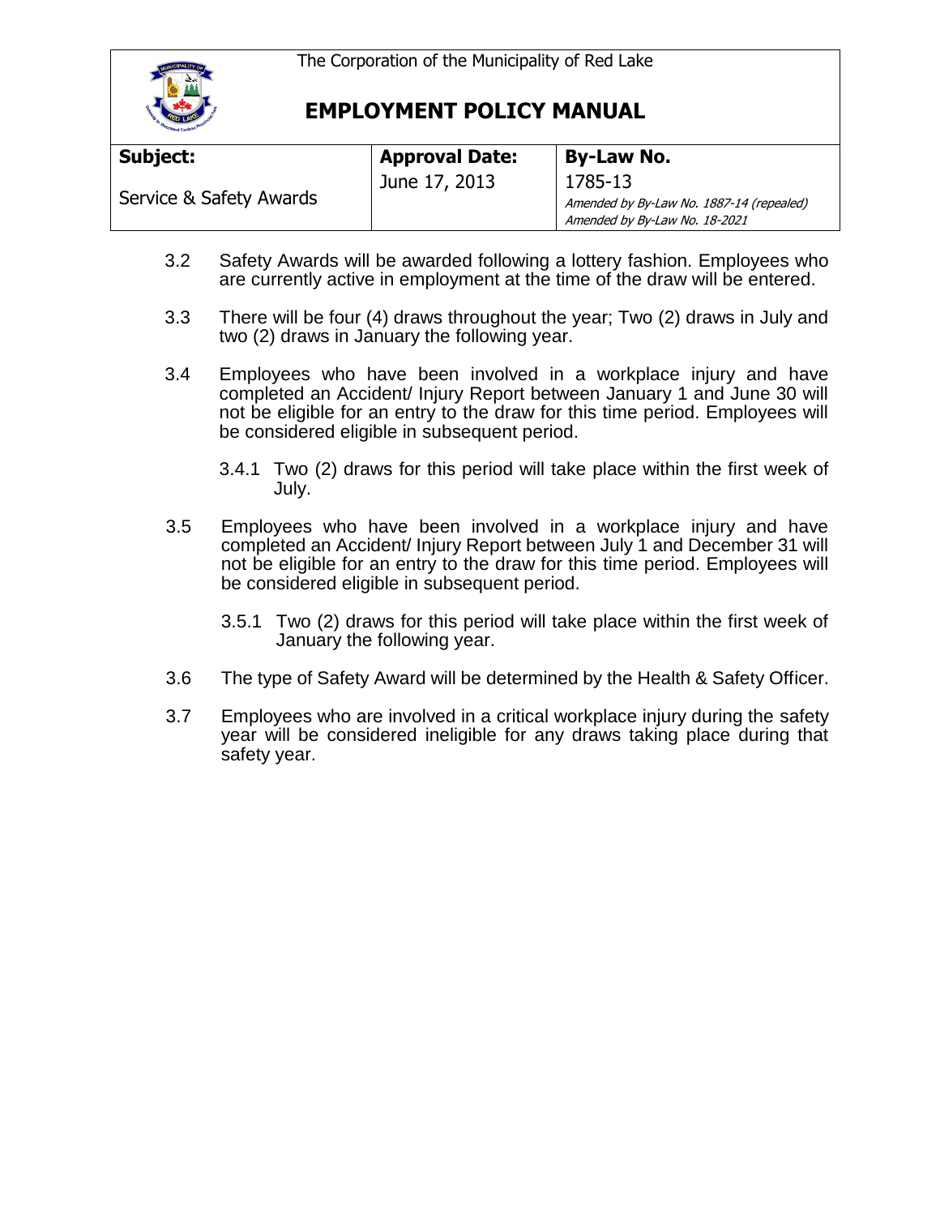3.2 Safety Awards will be awarded following a lottery fashion. Employees who are currently active in employment at the time of the draw will be entered.

3.3 There will be four (4) draws throughout the year; Two (2) draws in July and two (2) draws in January the following year.

3.4 Employees who have been involved in a workplace injury and have completed an Accident/ Injury Report between January 1 and June 30 will not be eligible for an entry to the draw for this time period. Employees will be considered eligible in subsequent period.

   3.4.1 Two (2) draws for this period will take place within the first week of July.

3.5 Employees who have been involved in a workplace injury and have completed an Accident/ Injury Report between July 1 and December 31 will not be eligible for an entry to the draw for this time period. Employees will be considered eligible in subsequent period.

   3.5.1 Two (2) draws for this period will take place within the first week of January the following year.

3.6 The type of Safety Award will be determined by the Health & Safety Officer.

3.7 Employees who are involved in a critical workplace injury during the safety year will be considered ineligible for any draws taking place during that safety year.